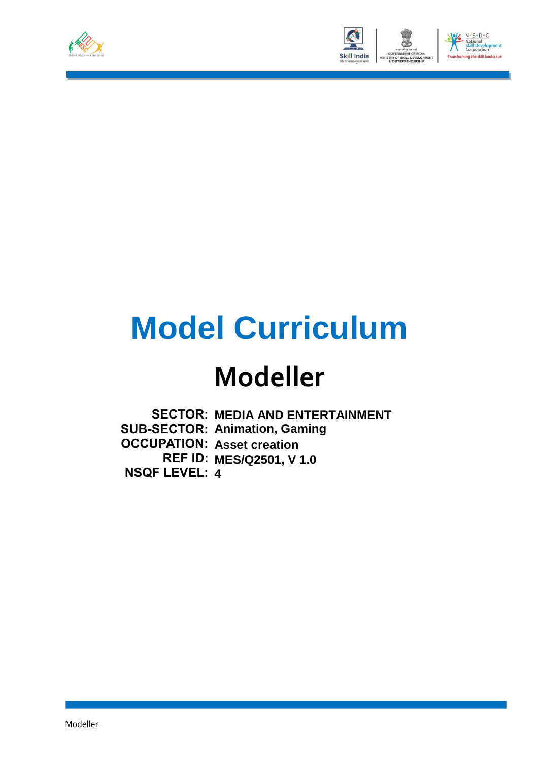# Model Curriculum

## Modeller

**SECTOR:** MEDIA AND ENTERTAINMENT
**SUB-SECTOR:** Animation, Gaming
**OCCUPATION:** Asset creation
**REF ID:** MES/Q2501, V 1.0
**NSQF LEVEL:** 4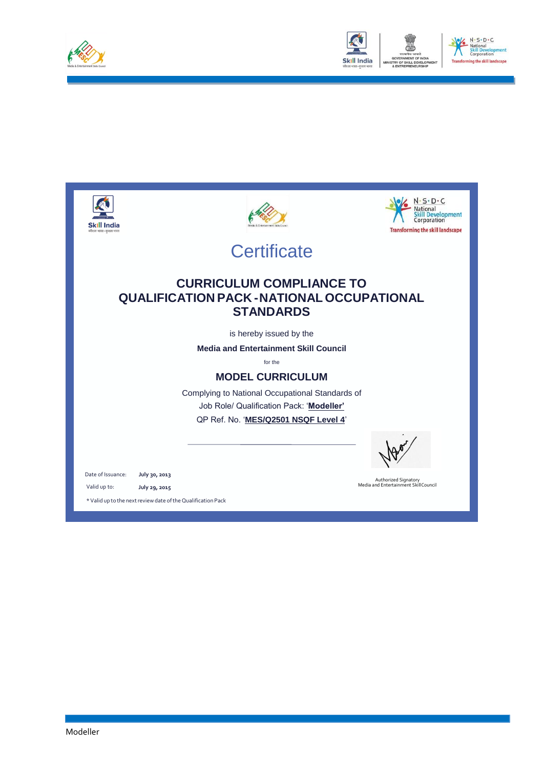# Certificate

## CURRICULUM COMPLIANCE TO QUALIFICATION PACK - NATIONAL OCCUPATIONAL STANDARDS

is hereby issued by the

**Media and Entertainment Skill Council**

for the

## MODEL CURRICULUM

Complying to National Occupational Standards of

Job Role/ Qualification Pack: '**Modeller'**

QP Ref. No. '**MES/Q2501 NSQF Level 4**'

Date of Issuance: **July 30, 2013**

Valid up to: **July 29, 2015**

* Valid up to the next review date of the Qualification Pack

Authorized Signatory
Media and Entertainment Skill Council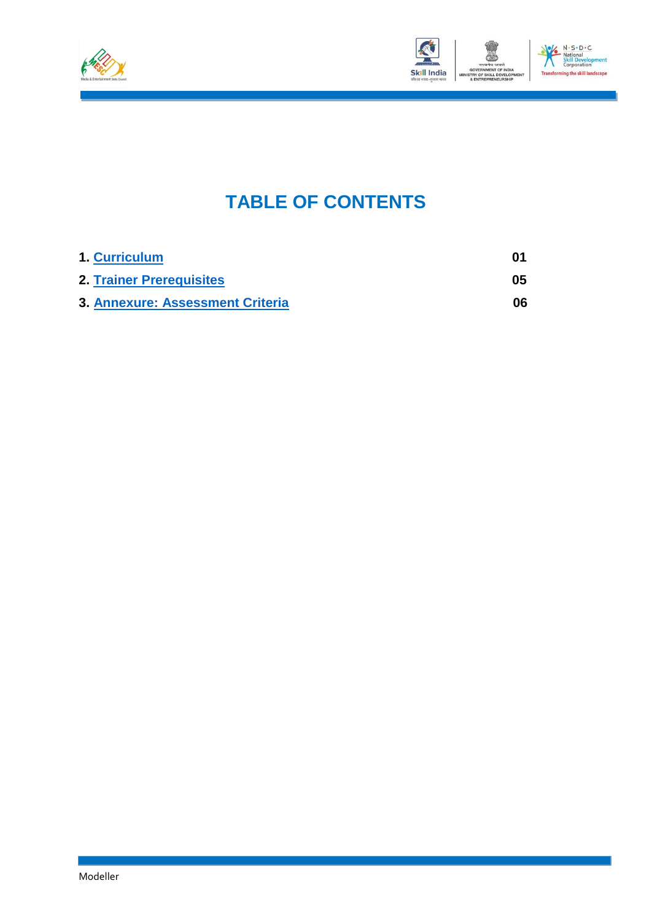# TABLE OF CONTENTS

| | |
|---|---|
| 1. **Curriculum** | **01** |
| 2. **Trainer Prerequisites** | **05** |
| 3. **Annexure: Assessment Criteria** | **06** |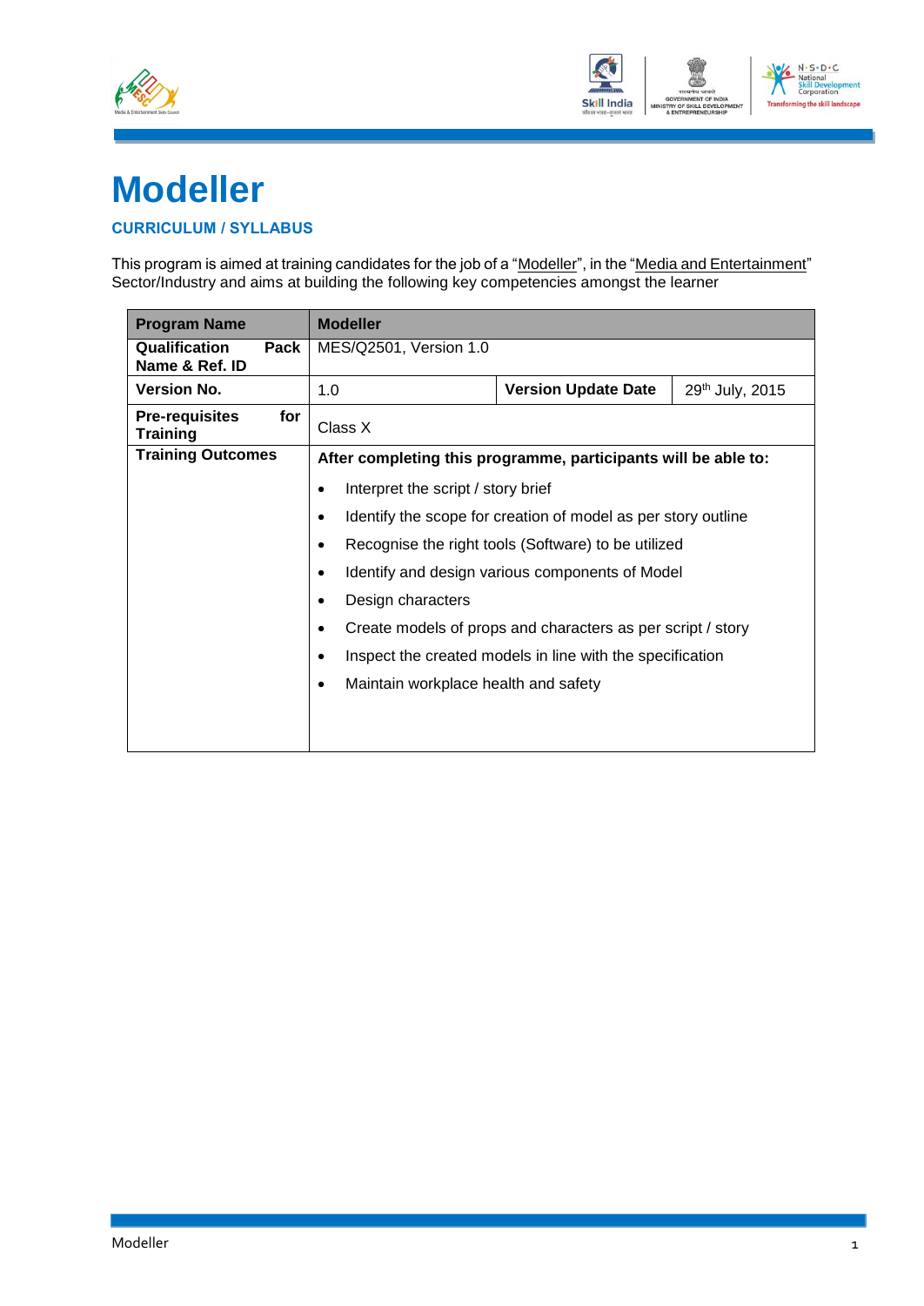# Modeller

### CURRICULUM / SYLLABUS

This program is aimed at training candidates for the job of a "Modeller", in the "Media and Entertainment" Sector/Industry and aims at building the following key competencies amongst the learner

| **Program Name** | **Modeller** | | |
|---|---|---|---|
| **Qualification Pack Name & Ref. ID** | MES/Q2501, Version 1.0 | | |
| **Version No.** | 1.0 | **Version Update Date** | 29th July, 2015 |
| **Pre-requisites for Training** | Class X | | |
| **Training Outcomes** | **After completing this programme, participants will be able to:**<br>• Interpret the script / story brief<br>• Identify the scope for creation of model as per story outline<br>• Recognise the right tools (Software) to be utilized<br>• Identify and design various components of Model<br>• Design characters<br>• Create models of props and characters as per script / story<br>• Inspect the created models in line with the specification<br>• Maintain workplace health and safety | | |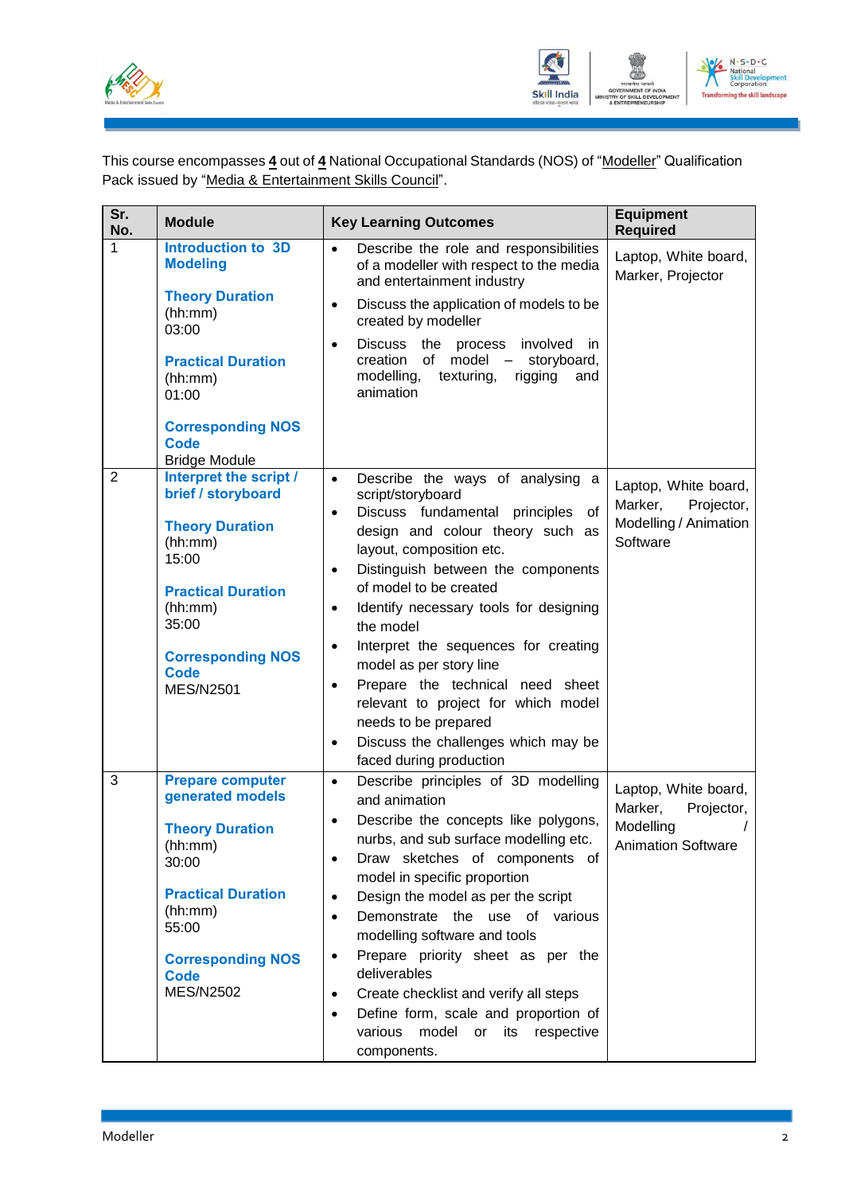This course encompasses **4** out of **4** National Occupational Standards (NOS) of "Modeller" Qualification Pack issued by "Media & Entertainment Skills Council".

| Sr. No. | Module | Key Learning Outcomes | Equipment Required |
|---|---|---|---|
| 1 | **Introduction to 3D Modeling**<br><br>**Theory Duration** (hh:mm)<br>03:00<br><br>**Practical Duration** (hh:mm)<br>01:00<br><br>**Corresponding NOS Code**<br>Bridge Module | • Describe the role and responsibilities of a modeller with respect to the media and entertainment industry<br>• Discuss the application of models to be created by modeller<br>• Discuss the process involved in creation of model – storyboard, modelling, texturing, rigging and animation | Laptop, White board, Marker, Projector |
| 2 | **Interpret the script / brief / storyboard**<br><br>**Theory Duration** (hh:mm)<br>15:00<br><br>**Practical Duration** (hh:mm)<br>35:00<br><br>**Corresponding NOS Code**<br>MES/N2501 | • Describe the ways of analysing a script/storyboard<br>• Discuss fundamental principles of design and colour theory such as layout, composition etc.<br>• Distinguish between the components of model to be created<br>• Identify necessary tools for designing the model<br>• Interpret the sequences for creating model as per story line<br>• Prepare the technical need sheet relevant to project for which model needs to be prepared<br>• Discuss the challenges which may be faced during production | Laptop, White board, Marker, Projector, Modelling / Animation Software |
| 3 | **Prepare computer generated models**<br><br>**Theory Duration** (hh:mm)<br>30:00<br><br>**Practical Duration** (hh:mm)<br>55:00<br><br>**Corresponding NOS Code**<br>MES/N2502 | • Describe principles of 3D modelling and animation<br>• Describe the concepts like polygons, nurbs, and sub surface modelling etc.<br>• Draw sketches of components of model in specific proportion<br>• Design the model as per the script<br>• Demonstrate the use of various modelling software and tools<br>• Prepare priority sheet as per the deliverables<br>• Create checklist and verify all steps<br>• Define form, scale and proportion of various model or its respective components. | Laptop, White board, Marker, Projector, Modelling / Animation Software |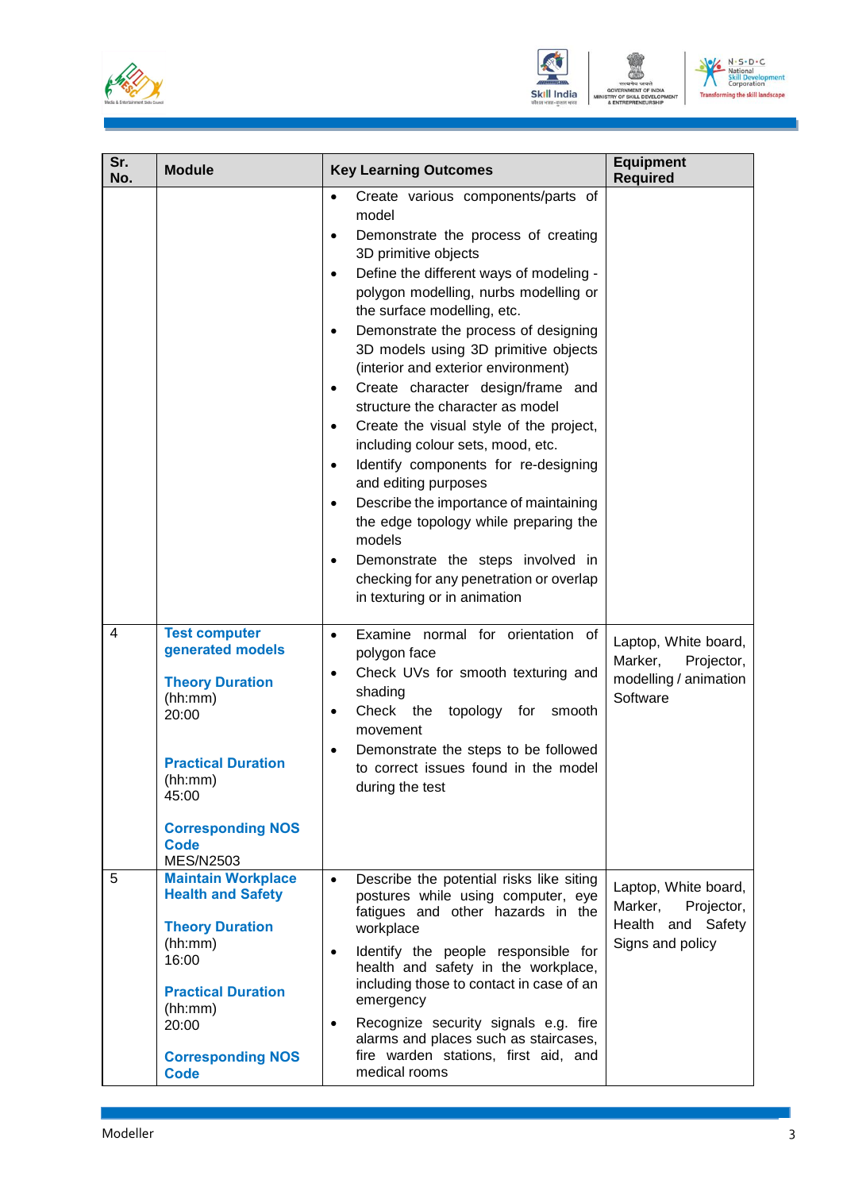| Sr. No. | Module | Key Learning Outcomes | Equipment Required |
|---|---|---|---|
| | | • Create various components/parts of model<br>• Demonstrate the process of creating 3D primitive objects<br>• Define the different ways of modeling - polygon modelling, nurbs modelling or the surface modelling, etc.<br>• Demonstrate the process of designing 3D models using 3D primitive objects (interior and exterior environment)<br>• Create character design/frame and structure the character as model<br>• Create the visual style of the project, including colour sets, mood, etc.<br>• Identify components for re-designing and editing purposes<br>• Describe the importance of maintaining the edge topology while preparing the models<br>• Demonstrate the steps involved in checking for any penetration or overlap in texturing or in animation | |
| 4 | **Test computer generated models**<br><br>**Theory Duration** (hh:mm)<br>20:00<br><br>**Practical Duration** (hh:mm)<br>45:00<br><br>**Corresponding NOS Code**<br>MES/N2503 | • Examine normal for orientation of polygon face<br>• Check UVs for smooth texturing and shading<br>• Check the topology for smooth movement<br>• Demonstrate the steps to be followed to correct issues found in the model during the test | Laptop, White board, Marker, Projector, modelling / animation Software |
| 5 | **Maintain Workplace Health and Safety**<br><br>**Theory Duration** (hh:mm)<br>16:00<br><br>**Practical Duration** (hh:mm)<br>20:00<br><br>**Corresponding NOS Code** | • Describe the potential risks like siting postures while using computer, eye fatigues and other hazards in the workplace<br>• Identify the people responsible for health and safety in the workplace, including those to contact in case of an emergency<br>• Recognize security signals e.g. fire alarms and places such as staircases, fire warden stations, first aid, and medical rooms | Laptop, White board, Marker, Projector, Health and Safety Signs and policy |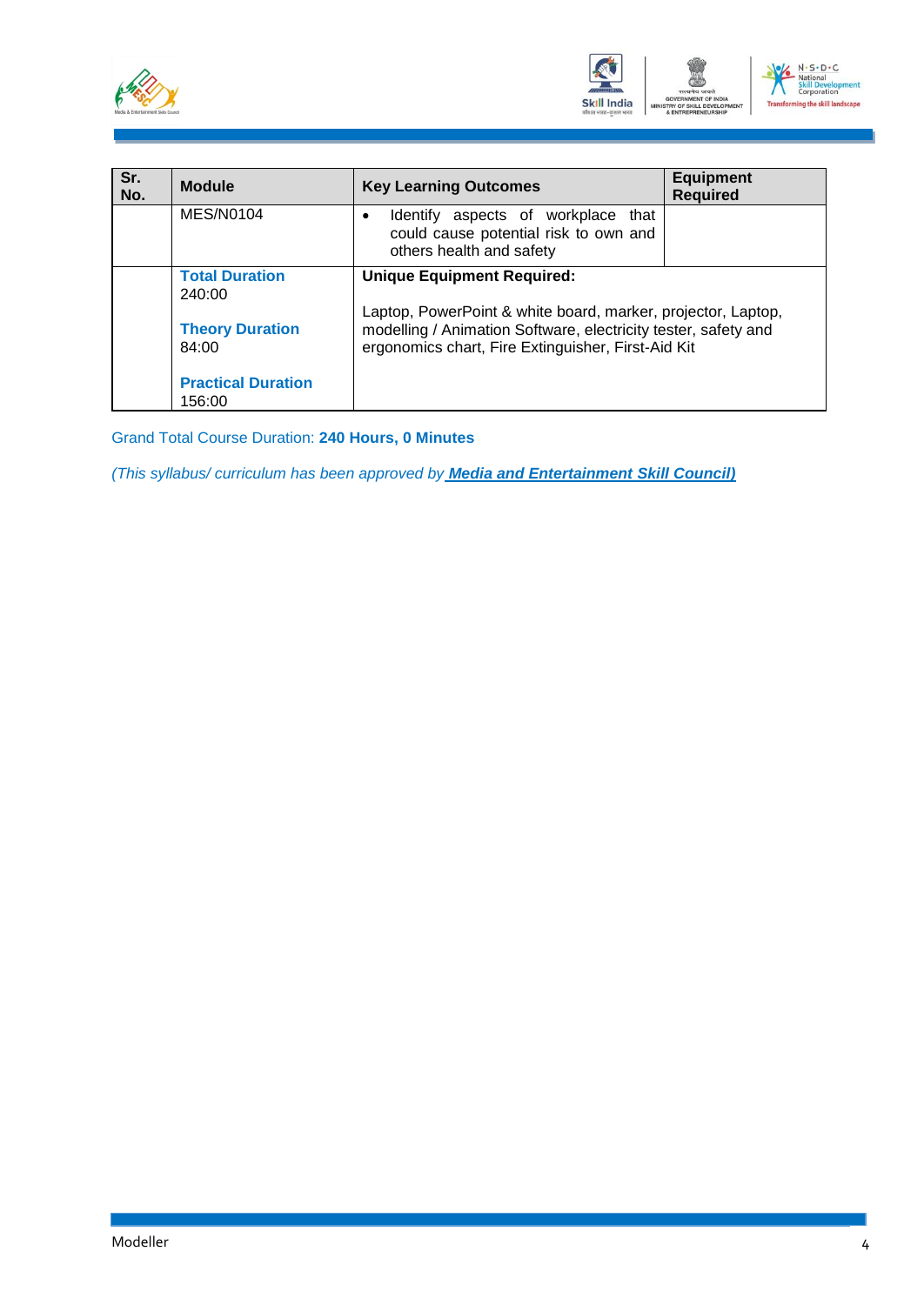| Sr. No. | Module | Key Learning Outcomes | Equipment Required |
|---|---|---|---|
| | MES/N0104 | • Identify aspects of workplace that could cause potential risk to own and others health and safety | |
| | **Total Duration** 240:00<br><br>**Theory Duration** 84:00<br><br>**Practical Duration** 156:00 | **Unique Equipment Required:**<br><br>Laptop, PowerPoint & white board, marker, projector, Laptop, modelling / Animation Software, electricity tester, safety and ergonomics chart, Fire Extinguisher, First-Aid Kit | |

Grand Total Course Duration: **240 Hours, 0 Minutes**

*(This syllabus/ curriculum has been approved by **Media and Entertainment Skill Council)***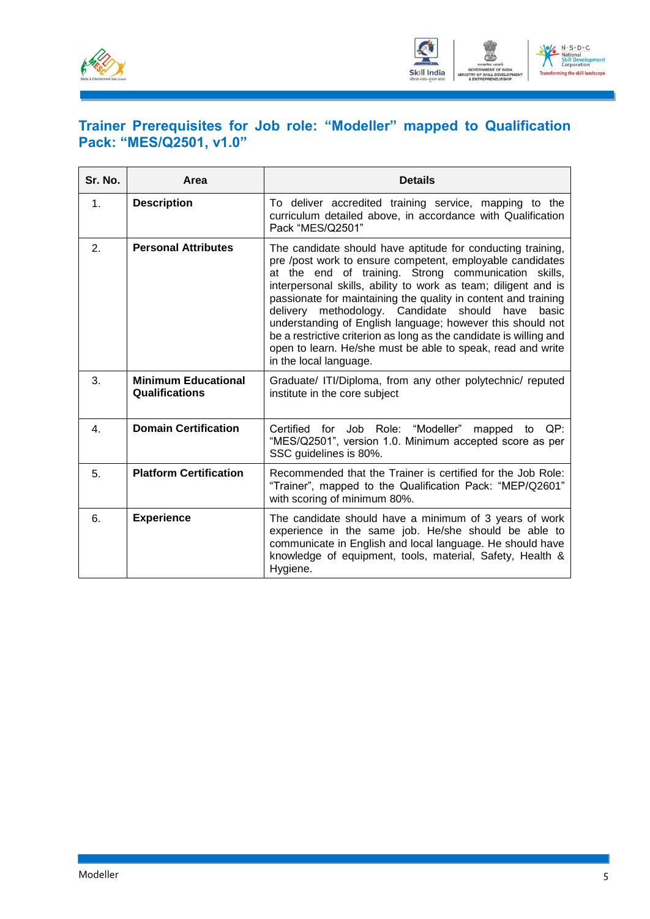## Trainer Prerequisites for Job role: "Modeller" mapped to Qualification Pack: "MES/Q2501, v1.0"

| Sr. No. | Area | Details |
|---|---|---|
| 1. | **Description** | To deliver accredited training service, mapping to the curriculum detailed above, in accordance with Qualification Pack "MES/Q2501" |
| 2. | **Personal Attributes** | The candidate should have aptitude for conducting training, pre /post work to ensure competent, employable candidates at the end of training. Strong communication skills, interpersonal skills, ability to work as team; diligent and is passionate for maintaining the quality in content and training delivery methodology. Candidate should have basic understanding of English language; however this should not be a restrictive criterion as long as the candidate is willing and open to learn. He/she must be able to speak, read and write in the local language. |
| 3. | **Minimum Educational Qualifications** | Graduate/ ITI/Diploma, from any other polytechnic/ reputed institute in the core subject |
| 4. | **Domain Certification** | Certified for Job Role: "Modeller" mapped to QP: "MES/Q2501", version 1.0. Minimum accepted score as per SSC guidelines is 80%. |
| 5. | **Platform Certification** | Recommended that the Trainer is certified for the Job Role: "Trainer", mapped to the Qualification Pack: "MEP/Q2601" with scoring of minimum 80%. |
| 6. | **Experience** | The candidate should have a minimum of 3 years of work experience in the same job. He/she should be able to communicate in English and local language. He should have knowledge of equipment, tools, material, Safety, Health & Hygiene. |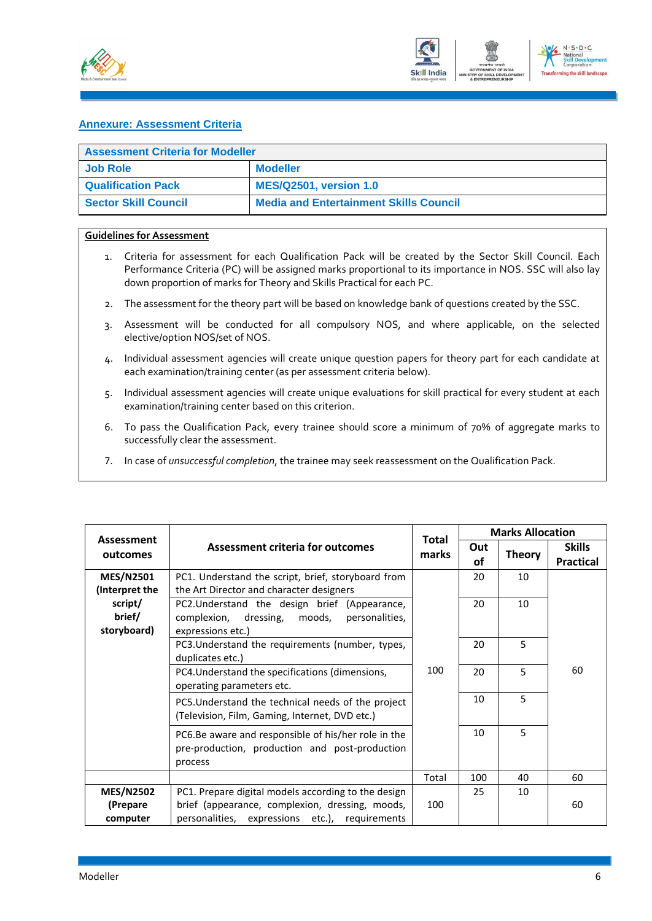## Annexure: Assessment Criteria

| Assessment Criteria for Modeller | |
|---|---|
| **Job Role** | **Modeller** |
| **Qualification Pack** | **MES/Q2501, version 1.0** |
| **Sector Skill Council** | **Media and Entertainment Skills Council** |

**Guidelines for Assessment**

1. Criteria for assessment for each Qualification Pack will be created by the Sector Skill Council. Each Performance Criteria (PC) will be assigned marks proportional to its importance in NOS. SSC will also lay down proportion of marks for Theory and Skills Practical for each PC.
2. The assessment for the theory part will be based on knowledge bank of questions created by the SSC.
3. Assessment will be conducted for all compulsory NOS, and where applicable, on the selected elective/option NOS/set of NOS.
4. Individual assessment agencies will create unique question papers for theory part for each candidate at each examination/training center (as per assessment criteria below).
5. Individual assessment agencies will create unique evaluations for skill practical for every student at each examination/training center based on this criterion.
6. To pass the Qualification Pack, every trainee should score a minimum of 70% of aggregate marks to successfully clear the assessment.
7. In case of *unsuccessful completion*, the trainee may seek reassessment on the Qualification Pack.

| Assessment outcomes | Assessment criteria for outcomes | Total marks | Marks Allocation | | |
|---|---|---|---|---|---|
| | | | Out of | Theory | Skills Practical |
| **MES/N2501 (Interpret the script/ brief/ storyboard)** | PC1. Understand the script, brief, storyboard from the Art Director and character designers | 100 | 20 | 10 | 60 |
| | PC2.Understand the design brief (Appearance, complexion, dressing, moods, personalities, expressions etc.) | | 20 | 10 | |
| | PC3.Understand the requirements (number, types, duplicates etc.) | | 20 | 5 | |
| | PC4.Understand the specifications (dimensions, operating parameters etc. | | 20 | 5 | |
| | PC5.Understand the technical needs of the project (Television, Film, Gaming, Internet, DVD etc.) | | 10 | 5 | |
| | PC6.Be aware and responsible of his/her role in the pre-production, production and post-production process | | 10 | 5 | |
| | | Total | 100 | 40 | 60 |
| **MES/N2502 (Prepare computer** | PC1. Prepare digital models according to the design brief (appearance, complexion, dressing, moods, personalities, expressions etc.), requirements | 100 | 25 | 10 | 60 |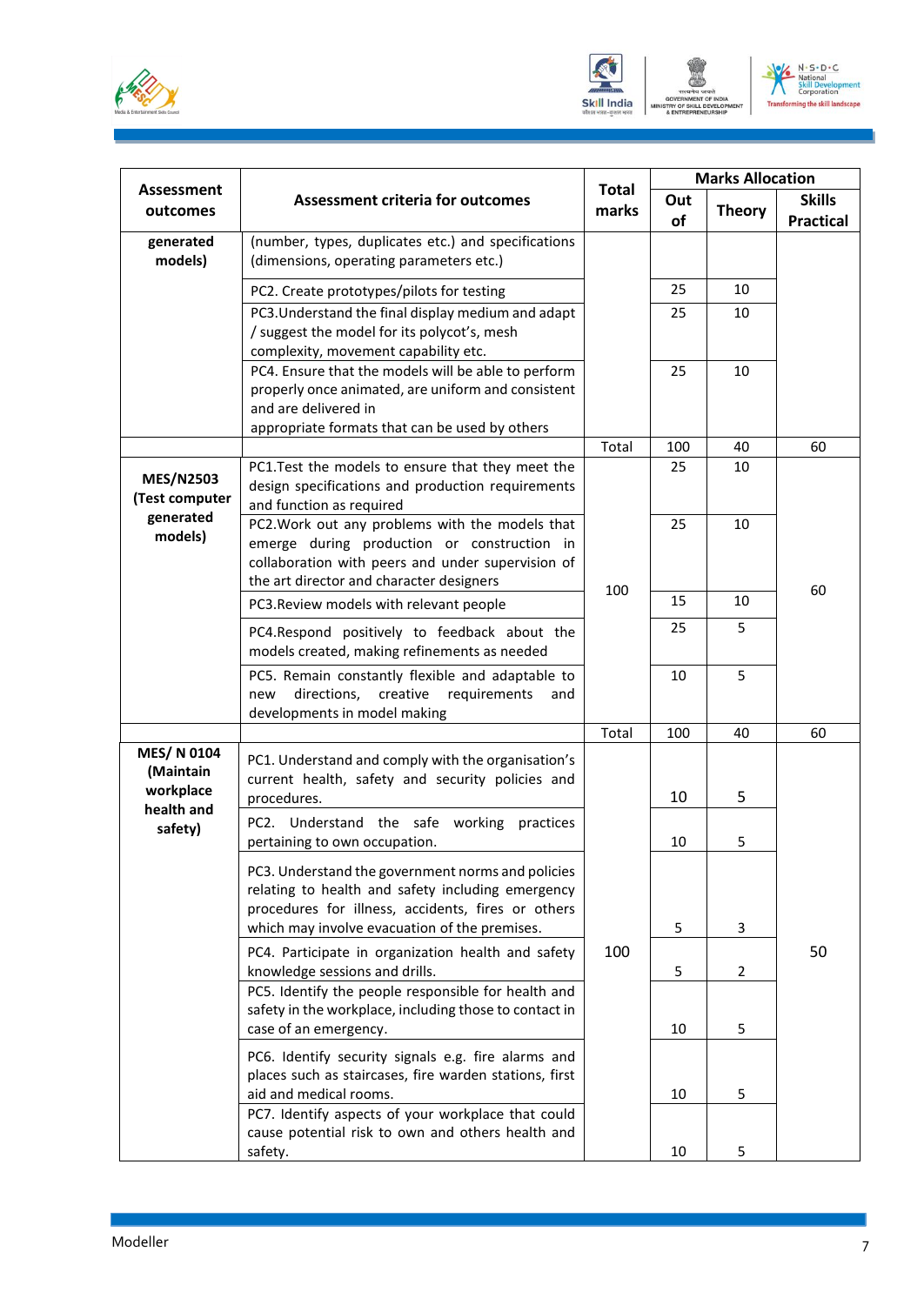| Assessment outcomes | Assessment criteria for outcomes | Total marks | Marks Allocation | | |
|---|---|---|---|---|---|
| | | | Out of | Theory | Skills Practical |
| **generated models)** | (number, types, duplicates etc.) and specifications (dimensions, operating parameters etc.) | | | | |
| | PC2. Create prototypes/pilots for testing | | 25 | 10 | |
| | PC3.Understand the final display medium and adapt / suggest the model for its polycot's, mesh complexity, movement capability etc. | | 25 | 10 | |
| | PC4. Ensure that the models will be able to perform properly once animated, are uniform and consistent and are delivered in appropriate formats that can be used by others | | 25 | 10 | |
| | | Total | 100 | 40 | 60 |
| **MES/N2503 (Test computer generated models)** | PC1.Test the models to ensure that they meet the design specifications and production requirements and function as required | 100 | 25 | 10 | 60 |
| | PC2.Work out any problems with the models that emerge during production or construction in collaboration with peers and under supervision of the art director and character designers | | 25 | 10 | |
| | PC3.Review models with relevant people | | 15 | 10 | |
| | PC4.Respond positively to feedback about the models created, making refinements as needed | | 25 | 5 | |
| | PC5. Remain constantly flexible and adaptable to new directions, creative requirements and developments in model making | | 10 | 5 | |
| | | Total | 100 | 40 | 60 |
| **MES/ N 0104 (Maintain workplace health and safety)** | PC1. Understand and comply with the organisation's current health, safety and security policies and procedures. | 100 | 10 | 5 | 50 |
| | PC2. Understand the safe working practices pertaining to own occupation. | | 10 | 5 | |
| | PC3. Understand the government norms and policies relating to health and safety including emergency procedures for illness, accidents, fires or others which may involve evacuation of the premises. | | 5 | 3 | |
| | PC4. Participate in organization health and safety knowledge sessions and drills. | | 5 | 2 | |
| | PC5. Identify the people responsible for health and safety in the workplace, including those to contact in case of an emergency. | | 10 | 5 | |
| | PC6. Identify security signals e.g. fire alarms and places such as staircases, fire warden stations, first aid and medical rooms. | | 10 | 5 | |
| | PC7. Identify aspects of your workplace that could cause potential risk to own and others health and safety. | | 10 | 5 | |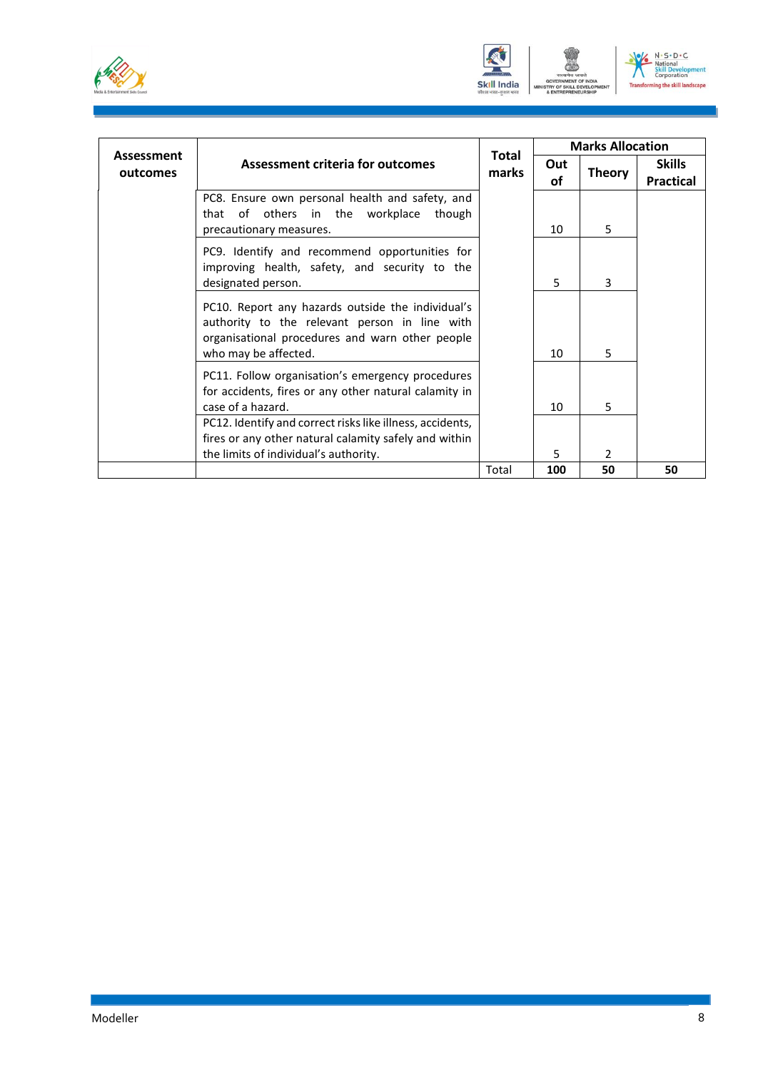| Assessment outcomes | Assessment criteria for outcomes | Total marks | Marks Allocation | | |
|---|---|---|---|---|---|
| | | | Out of | Theory | Skills Practical |
| | PC8. Ensure own personal health and safety, and that of others in the workplace though precautionary measures. | | 10 | 5 | |
| | PC9. Identify and recommend opportunities for improving health, safety, and security to the designated person. | | 5 | 3 | |
| | PC10. Report any hazards outside the individual's authority to the relevant person in line with organisational procedures and warn other people who may be affected. | | 10 | 5 | |
| | PC11. Follow organisation's emergency procedures for accidents, fires or any other natural calamity in case of a hazard. | | 10 | 5 | |
| | PC12. Identify and correct risks like illness, accidents, fires or any other natural calamity safely and within the limits of individual's authority. | | 5 | 2 | |
| | | Total | **100** | **50** | **50** |